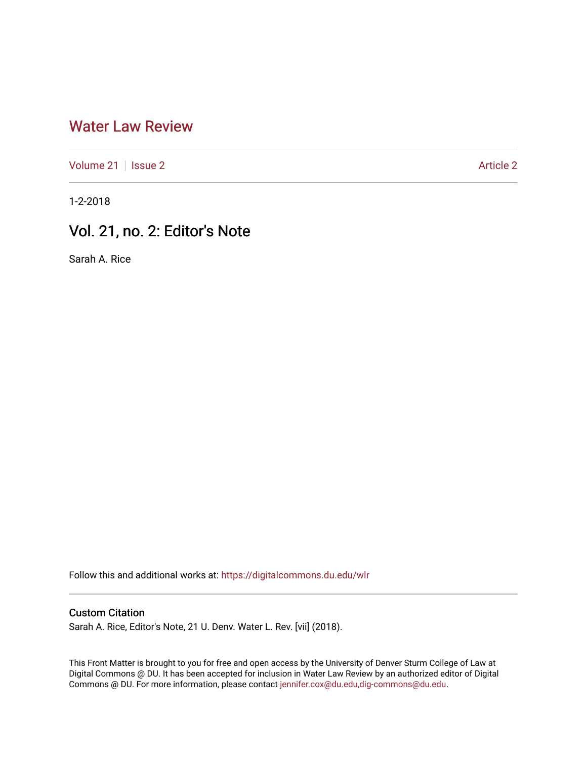# Water Law Review

Volume 21 | Issue 2 | Article 2

1-2-2018

## Vol. 21, no. 2: Editor's Note

Sarah A. Rice

Follow this and additional works at: https://digitalcommons.du.edu/wlr

### Custom Citation

Sarah A. Rice, Editor's Note, 21 U. Denv. Water L. Rev. [vii] (2018).

This Front Matter is brought to you for free and open access by the University of Denver Sturm College of Law at Digital Commons @ DU. It has been accepted for inclusion in Water Law Review by an authorized editor of Digital Commons @ DU. For more information, please contact jennifer.cox@du.edu,dig-commons@du.edu.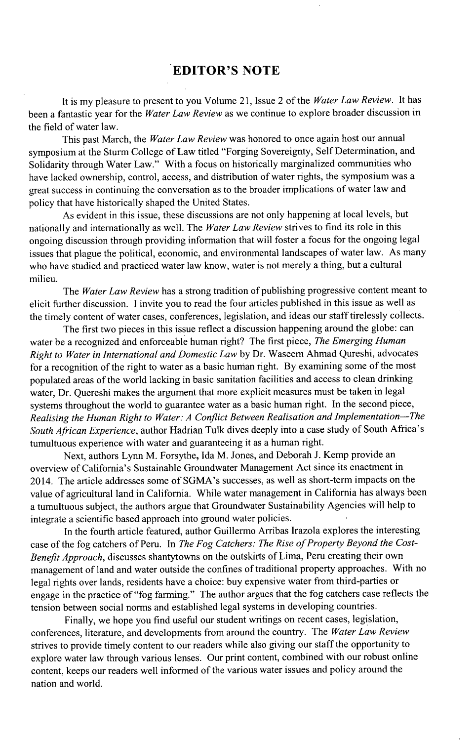# EDITOR'S NOTE

It is my pleasure to present to you Volume 21, Issue 2 of the *Water Law Review*. It has been a fantastic year for the *Water Law Review* as we continue to explore broader discussion in the field of water law.

This past March, the *Water Law Review* was honored to once again host our annual symposium at the Sturm College of Law titled "Forging Sovereignty, Self Determination, and Solidarity through Water Law." With a focus on historically marginalized communities who have lacked ownership, control, access, and distribution of water rights, the symposium was a great success in continuing the conversation as to the broader implications of water law and policy that have historically shaped the United States.

As evident in this issue, these discussions are not only happening at local levels, but nationally and internationally as well. The *Water Law Review* strives to find its role in this ongoing discussion through providing information that will foster a focus for the ongoing legal issues that plague the political, economic, and environmental landscapes of water law. As many who have studied and practiced water law know, water is not merely a thing, but a cultural milieu.

The *Water Law Review* has a strong tradition of publishing progressive content meant to elicit further discussion. I invite you to read the four articles published in this issue as well as the timely content of water cases, conferences, legislation, and ideas our staff tirelessly collects.

The first two pieces in this issue reflect a discussion happening around the globe: can water be a recognized and enforceable human right? The first piece, *The Emerging Human Right to Water in International and Domestic Law* by Dr. Waseem Ahmad Qureshi, advocates for a recognition of the right to water as a basic human right. By examining some of the most populated areas of the world lacking in basic sanitation facilities and access to clean drinking water, Dr. Quereshi makes the argument that more explicit measures must be taken in legal systems throughout the world to guarantee water as a basic human right. In the second piece, *Realising the Human Right to Water: A Conflict Between Realisation and Implementation—The South African Experience*, author Hadrian Tulk dives deeply into a case study of South Africa's tumultuous experience with water and guaranteeing it as a human right.

Next, authors Lynn M. Forsythe, Ida M. Jones, and Deborah J. Kemp provide an overview of California's Sustainable Groundwater Management Act since its enactment in 2014. The article addresses some of SGMA's successes, as well as short-term impacts on the value of agricultural land in California. While water management in California has always been a tumultuous subject, the authors argue that Groundwater Sustainability Agencies will help to integrate a scientific based approach into ground water policies.

In the fourth article featured, author Guillermo Arribas Irazola explores the interesting case of the fog catchers of Peru. In *The Fog Catchers: The Rise of Property Beyond the Cost-Benefit Approach*, discusses shantytowns on the outskirts of Lima, Peru creating their own management of land and water outside the confines of traditional property approaches. With no legal rights over lands, residents have a choice: buy expensive water from third-parties or engage in the practice of "fog farming." The author argues that the fog catchers case reflects the tension between social norms and established legal systems in developing countries.

Finally, we hope you find useful our student writings on recent cases, legislation, conferences, literature, and developments from around the country. The *Water Law Review* strives to provide timely content to our readers while also giving our staff the opportunity to explore water law through various lenses. Our print content, combined with our robust online content, keeps our readers well informed of the various water issues and policy around the nation and world.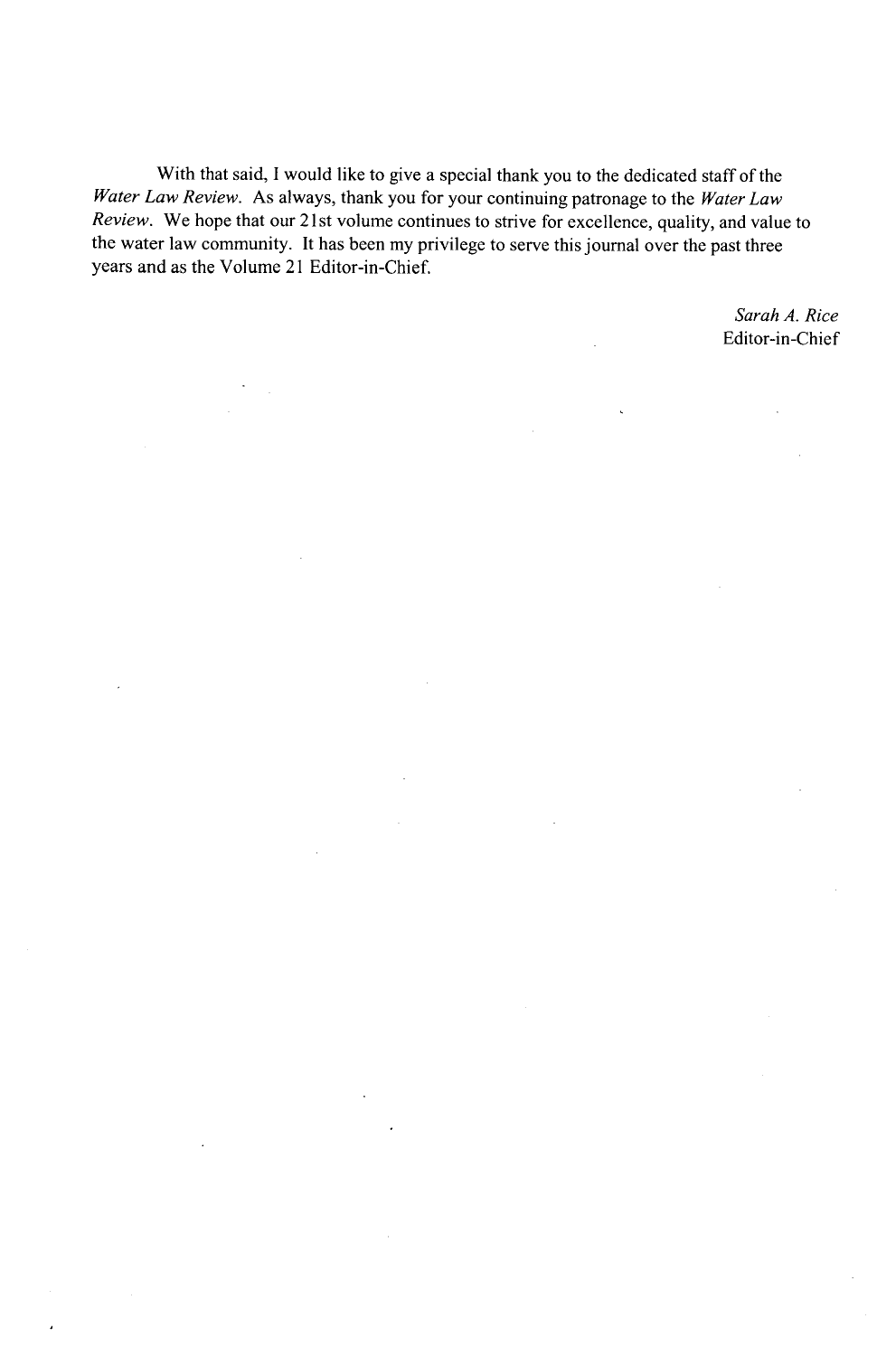With that said, I would like to give a special thank you to the dedicated staff of the *Water Law Review*. As always, thank you for your continuing patronage to the *Water Law Review*. We hope that our 21st volume continues to strive for excellence, quality, and value to the water law community. It has been my privilege to serve this journal over the past three years and as the Volume 21 Editor-in-Chief.

*Sarah A. Rice*
Editor-in-Chief